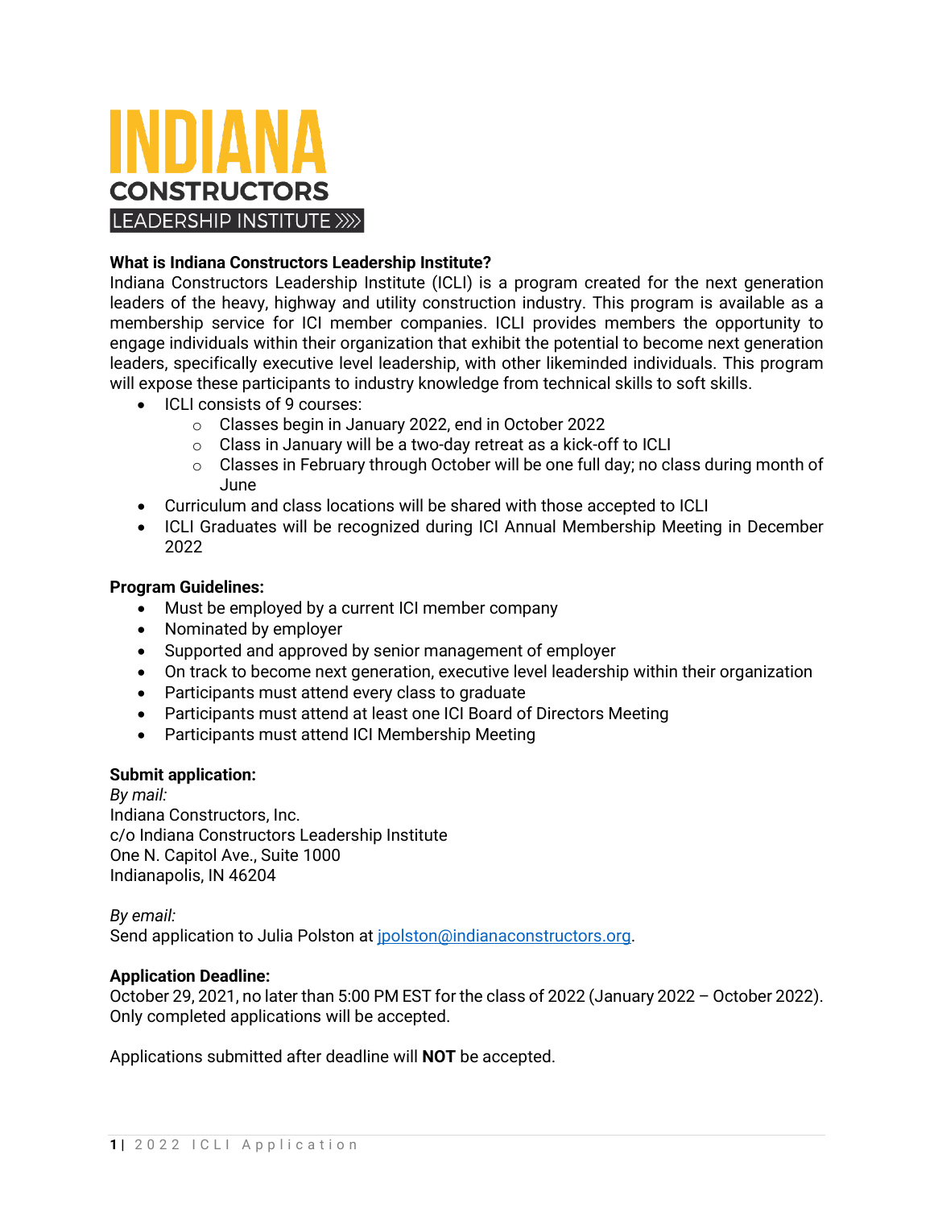# INDIANA CONSTRUCTORS LEADERSHIP INSTITUTE

**What is Indiana Constructors Leadership Institute?**

Indiana Constructors Leadership Institute (ICLI) is a program created for the next generation leaders of the heavy, highway and utility construction industry. This program is available as a membership service for ICI member companies. ICLI provides members the opportunity to engage individuals within their organization that exhibit the potential to become next generation leaders, specifically executive level leadership, with other likeminded individuals. This program will expose these participants to industry knowledge from technical skills to soft skills.

- ICLI consists of 9 courses:
  - Classes begin in January 2022, end in October 2022
  - Class in January will be a two-day retreat as a kick-off to ICLI
  - Classes in February through October will be one full day; no class during month of June
- Curriculum and class locations will be shared with those accepted to ICLI
- ICLI Graduates will be recognized during ICI Annual Membership Meeting in December 2022

**Program Guidelines:**

- Must be employed by a current ICI member company
- Nominated by employer
- Supported and approved by senior management of employer
- On track to become next generation, executive level leadership within their organization
- Participants must attend every class to graduate
- Participants must attend at least one ICI Board of Directors Meeting
- Participants must attend ICI Membership Meeting

**Submit application:**

*By mail:*
Indiana Constructors, Inc.
c/o Indiana Constructors Leadership Institute
One N. Capitol Ave., Suite 1000
Indianapolis, IN 46204

*By email:*
Send application to Julia Polston at jpolston@indianaconstructors.org.

**Application Deadline:**

October 29, 2021, no later than 5:00 PM EST for the class of 2022 (January 2022 – October 2022). Only completed applications will be accepted.

Applications submitted after deadline will **NOT** be accepted.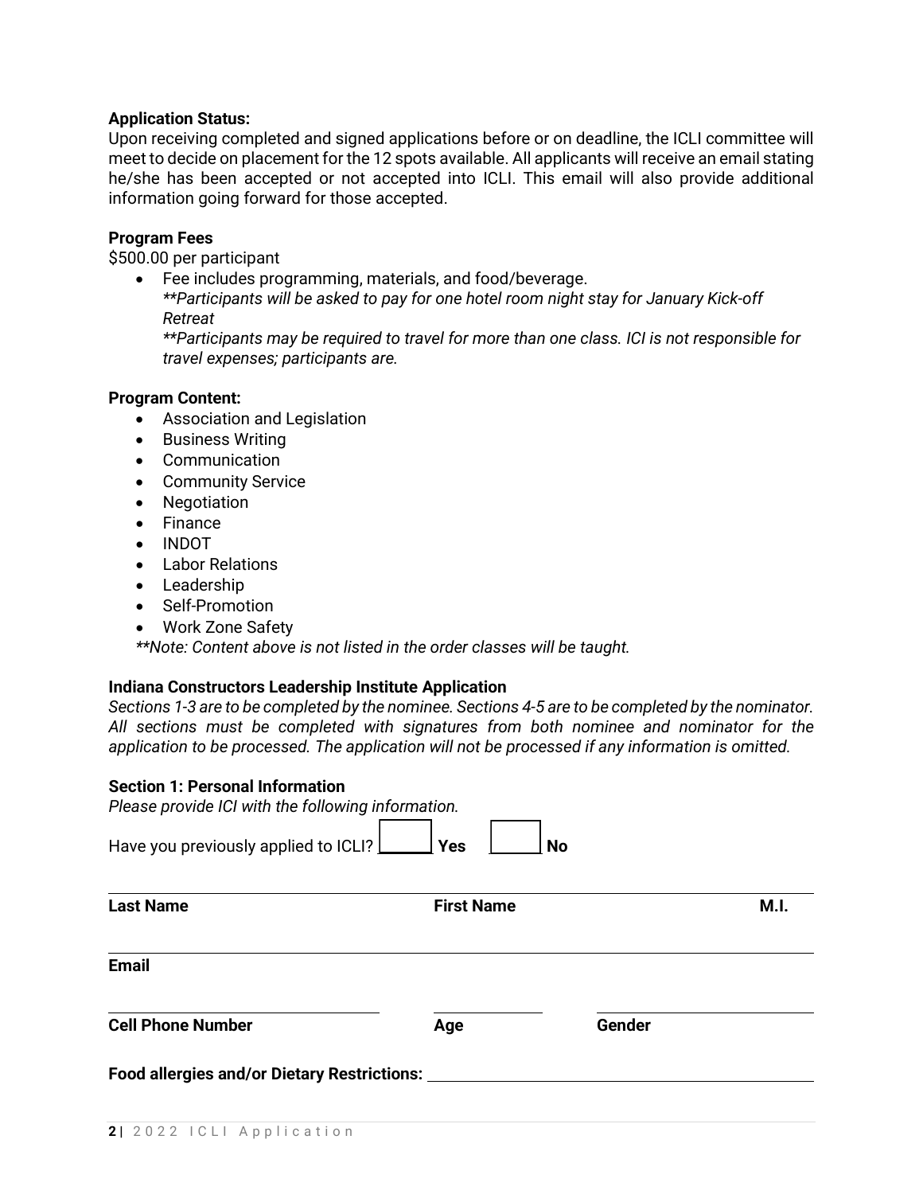**Application Status:**
Upon receiving completed and signed applications before or on deadline, the ICLI committee will meet to decide on placement for the 12 spots available. All applicants will receive an email stating he/she has been accepted or not accepted into ICLI. This email will also provide additional information going forward for those accepted.

**Program Fees**
$500.00 per participant

- Fee includes programming, materials, and food/beverage.
  ***Participants will be asked to pay for one hotel room night stay for January Kick-off Retreat*
  ***Participants may be required to travel for more than one class. ICI is not responsible for travel expenses; participants are.*

**Program Content:**

- Association and Legislation
- Business Writing
- Communication
- Community Service
- Negotiation
- Finance
- INDOT
- Labor Relations
- Leadership
- Self-Promotion
- Work Zone Safety

***Note: Content above is not listed in the order classes will be taught.*

**Indiana Constructors Leadership Institute Application**
*Sections 1-3 are to be completed by the nominee. Sections 4-5 are to be completed by the nominator. All sections must be completed with signatures from both nominee and nominator for the application to be processed. The application will not be processed if any information is omitted.*

**Section 1: Personal Information**
*Please provide ICI with the following information.*

Have you previously applied to ICLI? ☐ **Yes** ☐ **No**

______________________________________________________________
**Last Name** **First Name** **M.I.**

______________________________________________________________
**Email**

______________________ ______________ ______________________
**Cell Phone Number** **Age** **Gender**

**Food allergies and/or Dietary Restrictions:** ______________________________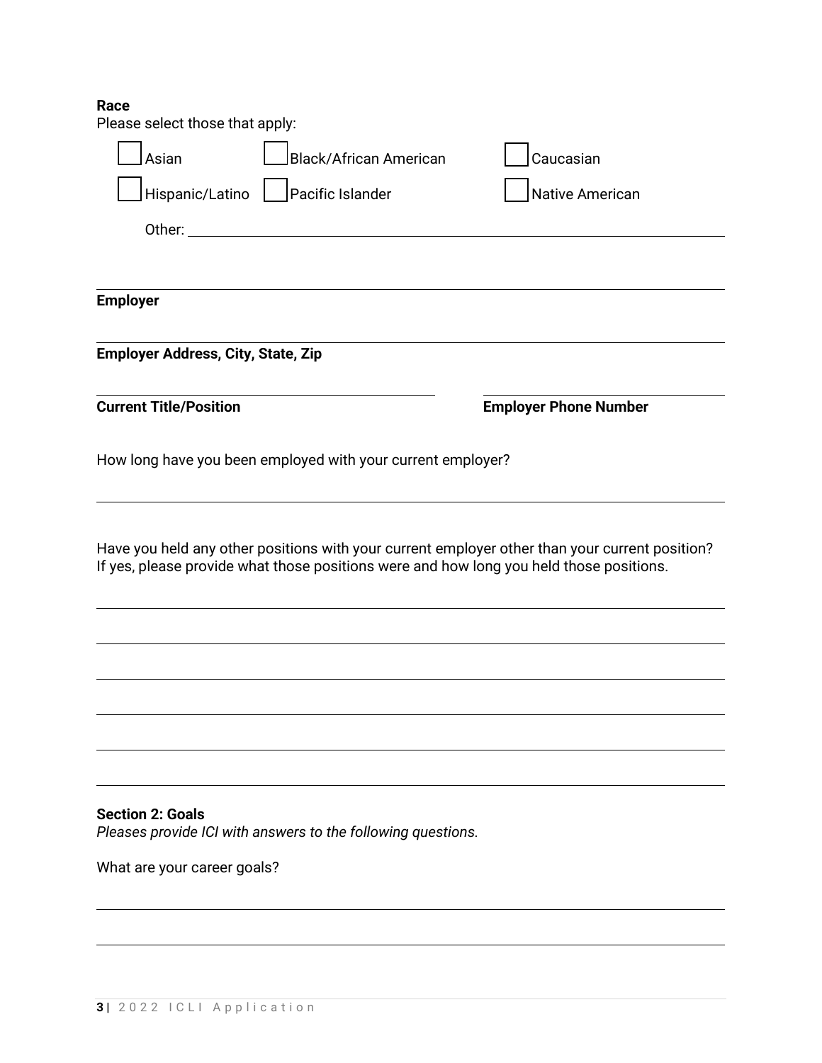**Race**
Please select those that apply:

- [ ] Asian
- [ ] Black/African American
- [ ] Caucasian
- [ ] Hispanic/Latino
- [ ] Pacific Islander
- [ ] Native American

Other: ______________________________

______________________________

**Employer**

______________________________

**Employer Address, City, State, Zip**

______________________________ ______________________________

**Current Title/Position** **Employer Phone Number**

How long have you been employed with your current employer?

______________________________

Have you held any other positions with your current employer other than your current position? If yes, please provide what those positions were and how long you held those positions.

______________________________

______________________________

______________________________

______________________________

______________________________

______________________________

**Section 2: Goals**
*Pleases provide ICI with answers to the following questions.*

What are your career goals?

______________________________

______________________________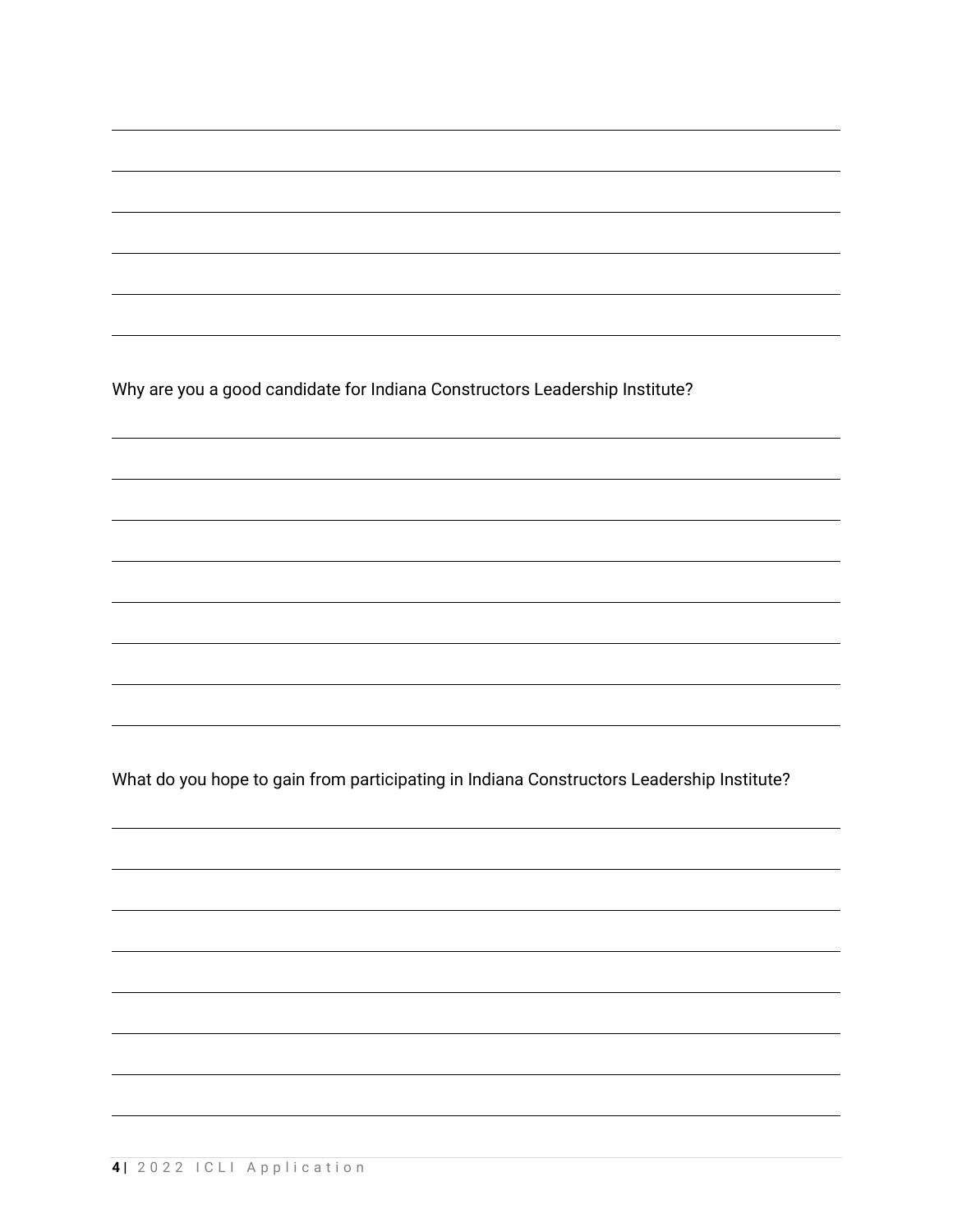Why are you a good candidate for Indiana Constructors Leadership Institute?

What do you hope to gain from participating in Indiana Constructors Leadership Institute?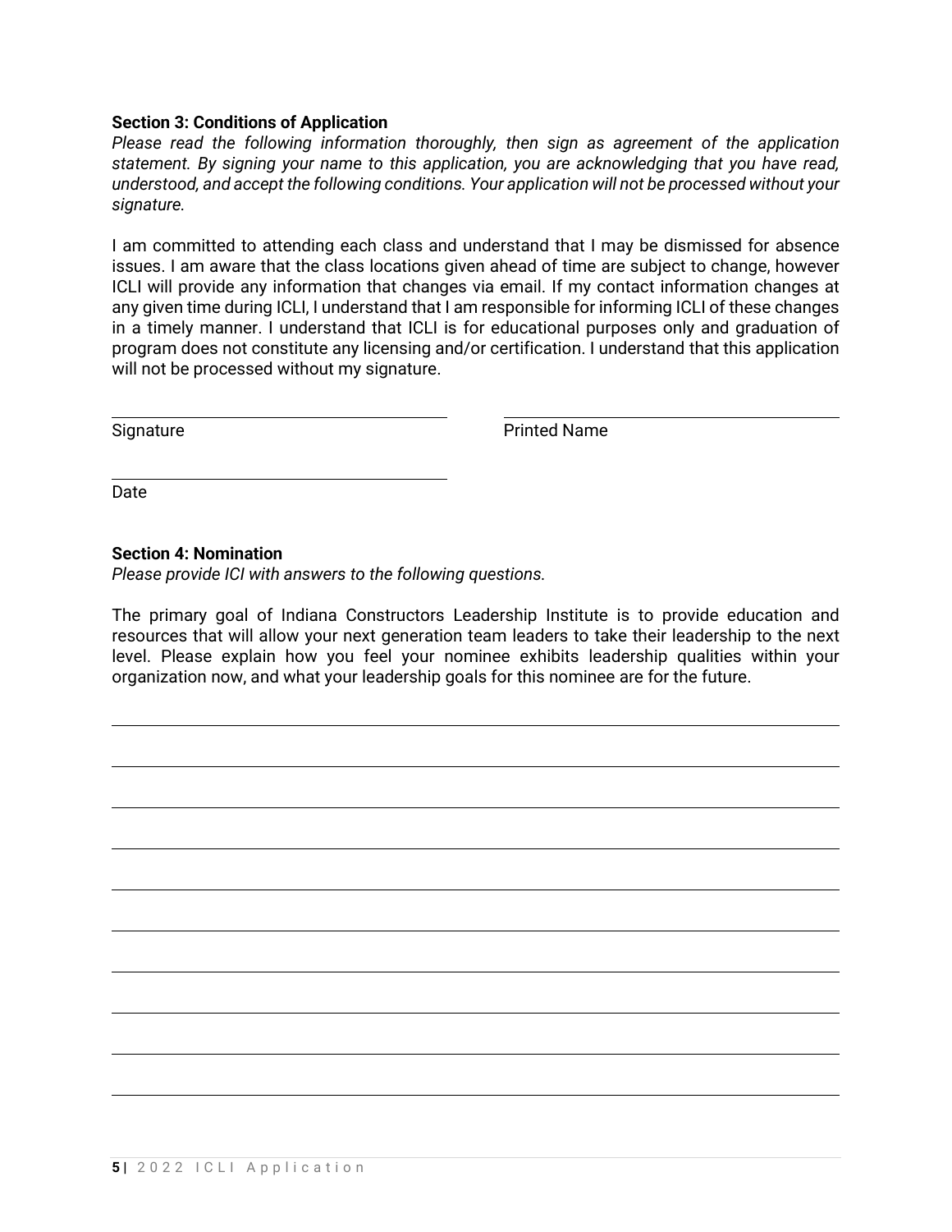**Section 3: Conditions of Application**

*Please read the following information thoroughly, then sign as agreement of the application statement. By signing your name to this application, you are acknowledging that you have read, understood, and accept the following conditions. Your application will not be processed without your signature.*

I am committed to attending each class and understand that I may be dismissed for absence issues. I am aware that the class locations given ahead of time are subject to change, however ICLI will provide any information that changes via email. If my contact information changes at any given time during ICLI, I understand that I am responsible for informing ICLI of these changes in a timely manner. I understand that ICLI is for educational purposes only and graduation of program does not constitute any licensing and/or certification. I understand that this application will not be processed without my signature.

\_\_\_\_\_\_\_\_\_\_\_\_\_\_\_\_\_\_\_\_\_\_\_\_\_\_\_\_\_\_\_\_\_\_\_\_ \_\_\_\_\_\_\_\_\_\_\_\_\_\_\_\_\_\_\_\_\_\_\_\_\_\_\_\_\_\_\_\_\_\_\_\_

Signature Printed Name

\_\_\_\_\_\_\_\_\_\_\_\_\_\_\_\_\_\_\_\_\_\_\_\_\_\_\_\_\_\_\_\_\_\_\_\_

Date

**Section 4: Nomination**

*Please provide ICI with answers to the following questions.*

The primary goal of Indiana Constructors Leadership Institute is to provide education and resources that will allow your next generation team leaders to take their leadership to the next level. Please explain how you feel your nominee exhibits leadership qualities within your organization now, and what your leadership goals for this nominee are for the future.

\_\_\_\_\_\_\_\_\_\_\_\_\_\_\_\_\_\_\_\_\_\_\_\_\_\_\_\_\_\_\_\_\_\_\_\_\_\_\_\_\_\_\_\_\_\_\_\_\_\_\_\_\_\_\_\_\_\_\_\_\_\_\_\_\_\_\_\_\_\_\_\_\_\_\_\_

\_\_\_\_\_\_\_\_\_\_\_\_\_\_\_\_\_\_\_\_\_\_\_\_\_\_\_\_\_\_\_\_\_\_\_\_\_\_\_\_\_\_\_\_\_\_\_\_\_\_\_\_\_\_\_\_\_\_\_\_\_\_\_\_\_\_\_\_\_\_\_\_\_\_\_\_

\_\_\_\_\_\_\_\_\_\_\_\_\_\_\_\_\_\_\_\_\_\_\_\_\_\_\_\_\_\_\_\_\_\_\_\_\_\_\_\_\_\_\_\_\_\_\_\_\_\_\_\_\_\_\_\_\_\_\_\_\_\_\_\_\_\_\_\_\_\_\_\_\_\_\_\_

\_\_\_\_\_\_\_\_\_\_\_\_\_\_\_\_\_\_\_\_\_\_\_\_\_\_\_\_\_\_\_\_\_\_\_\_\_\_\_\_\_\_\_\_\_\_\_\_\_\_\_\_\_\_\_\_\_\_\_\_\_\_\_\_\_\_\_\_\_\_\_\_\_\_\_\_

\_\_\_\_\_\_\_\_\_\_\_\_\_\_\_\_\_\_\_\_\_\_\_\_\_\_\_\_\_\_\_\_\_\_\_\_\_\_\_\_\_\_\_\_\_\_\_\_\_\_\_\_\_\_\_\_\_\_\_\_\_\_\_\_\_\_\_\_\_\_\_\_\_\_\_\_

\_\_\_\_\_\_\_\_\_\_\_\_\_\_\_\_\_\_\_\_\_\_\_\_\_\_\_\_\_\_\_\_\_\_\_\_\_\_\_\_\_\_\_\_\_\_\_\_\_\_\_\_\_\_\_\_\_\_\_\_\_\_\_\_\_\_\_\_\_\_\_\_\_\_\_\_

\_\_\_\_\_\_\_\_\_\_\_\_\_\_\_\_\_\_\_\_\_\_\_\_\_\_\_\_\_\_\_\_\_\_\_\_\_\_\_\_\_\_\_\_\_\_\_\_\_\_\_\_\_\_\_\_\_\_\_\_\_\_\_\_\_\_\_\_\_\_\_\_\_\_\_\_

\_\_\_\_\_\_\_\_\_\_\_\_\_\_\_\_\_\_\_\_\_\_\_\_\_\_\_\_\_\_\_\_\_\_\_\_\_\_\_\_\_\_\_\_\_\_\_\_\_\_\_\_\_\_\_\_\_\_\_\_\_\_\_\_\_\_\_\_\_\_\_\_\_\_\_\_

\_\_\_\_\_\_\_\_\_\_\_\_\_\_\_\_\_\_\_\_\_\_\_\_\_\_\_\_\_\_\_\_\_\_\_\_\_\_\_\_\_\_\_\_\_\_\_\_\_\_\_\_\_\_\_\_\_\_\_\_\_\_\_\_\_\_\_\_\_\_\_\_\_\_\_\_

\_\_\_\_\_\_\_\_\_\_\_\_\_\_\_\_\_\_\_\_\_\_\_\_\_\_\_\_\_\_\_\_\_\_\_\_\_\_\_\_\_\_\_\_\_\_\_\_\_\_\_\_\_\_\_\_\_\_\_\_\_\_\_\_\_\_\_\_\_\_\_\_\_\_\_\_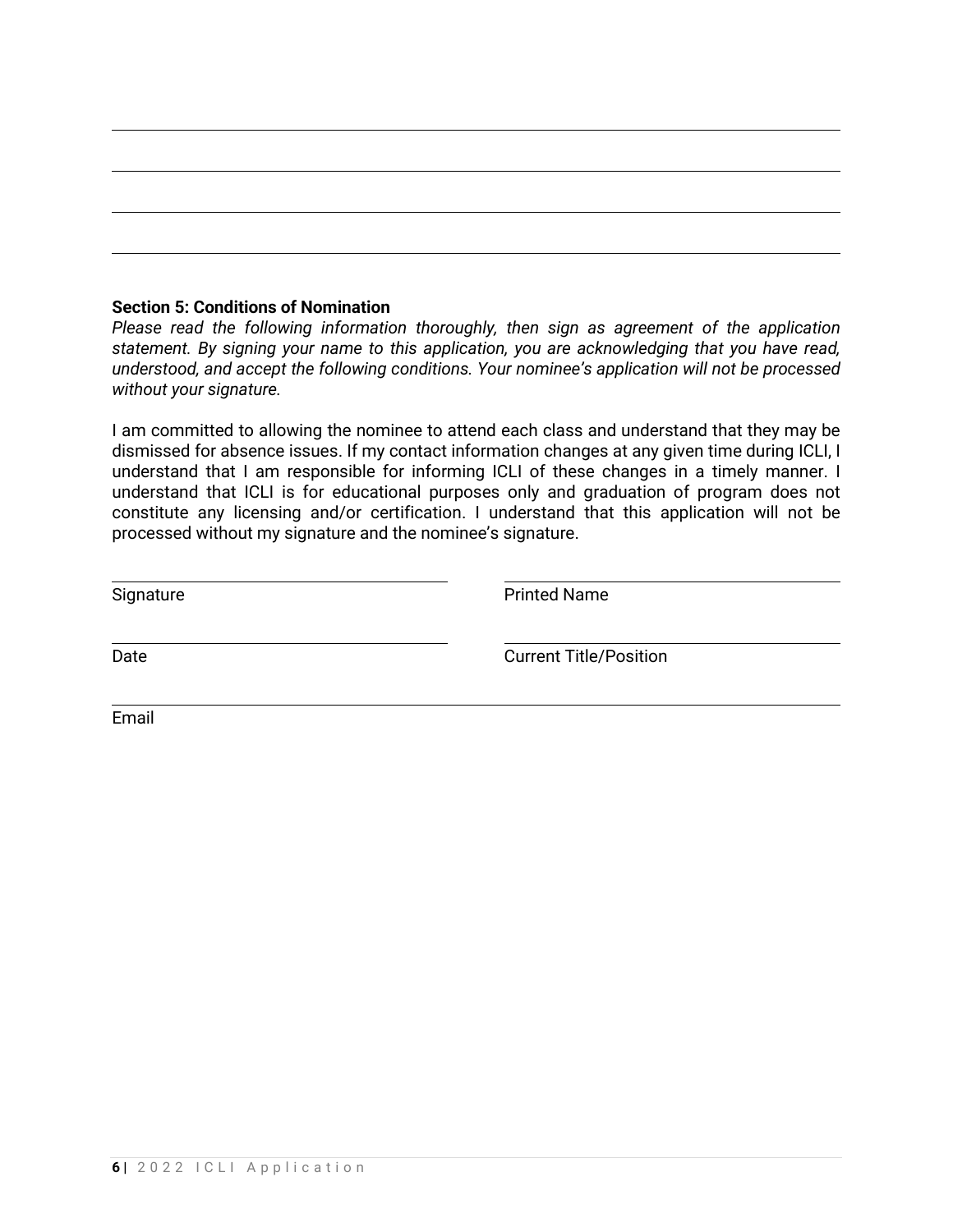**Section 5: Conditions of Nomination**

*Please read the following information thoroughly, then sign as agreement of the application statement. By signing your name to this application, you are acknowledging that you have read, understood, and accept the following conditions. Your nominee's application will not be processed without your signature.*

I am committed to allowing the nominee to attend each class and understand that they may be dismissed for absence issues. If my contact information changes at any given time during ICLI, I understand that I am responsible for informing ICLI of these changes in a timely manner. I understand that ICLI is for educational purposes only and graduation of program does not constitute any licensing and/or certification. I understand that this application will not be processed without my signature and the nominee's signature.

Signature

Printed Name

Date

Current Title/Position

Email